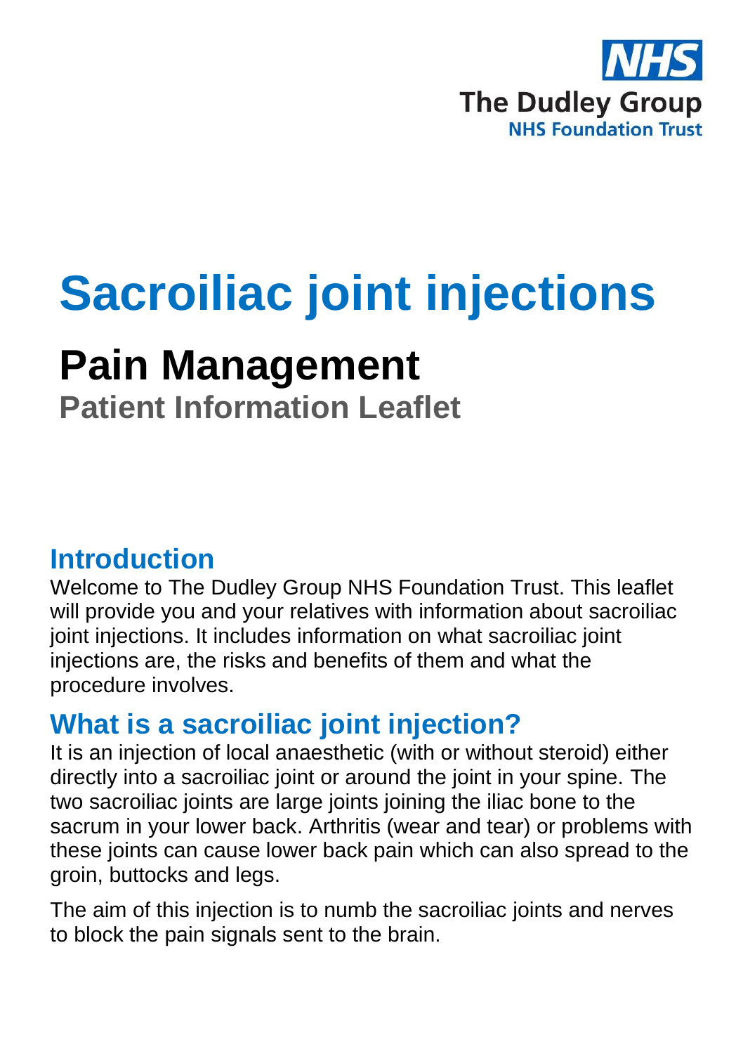NHS

The Dudley Group
NHS Foundation Trust

# Sacroiliac joint injections

## Pain Management

### Patient Information Leaflet

## Introduction

Welcome to The Dudley Group NHS Foundation Trust. This leaflet will provide you and your relatives with information about sacroiliac joint injections. It includes information on what sacroiliac joint injections are, the risks and benefits of them and what the procedure involves.

## What is a sacroiliac joint injection?

It is an injection of local anaesthetic (with or without steroid) either directly into a sacroiliac joint or around the joint in your spine. The two sacroiliac joints are large joints joining the iliac bone to the sacrum in your lower back. Arthritis (wear and tear) or problems with these joints can cause lower back pain which can also spread to the groin, buttocks and legs.

The aim of this injection is to numb the sacroiliac joints and nerves to block the pain signals sent to the brain.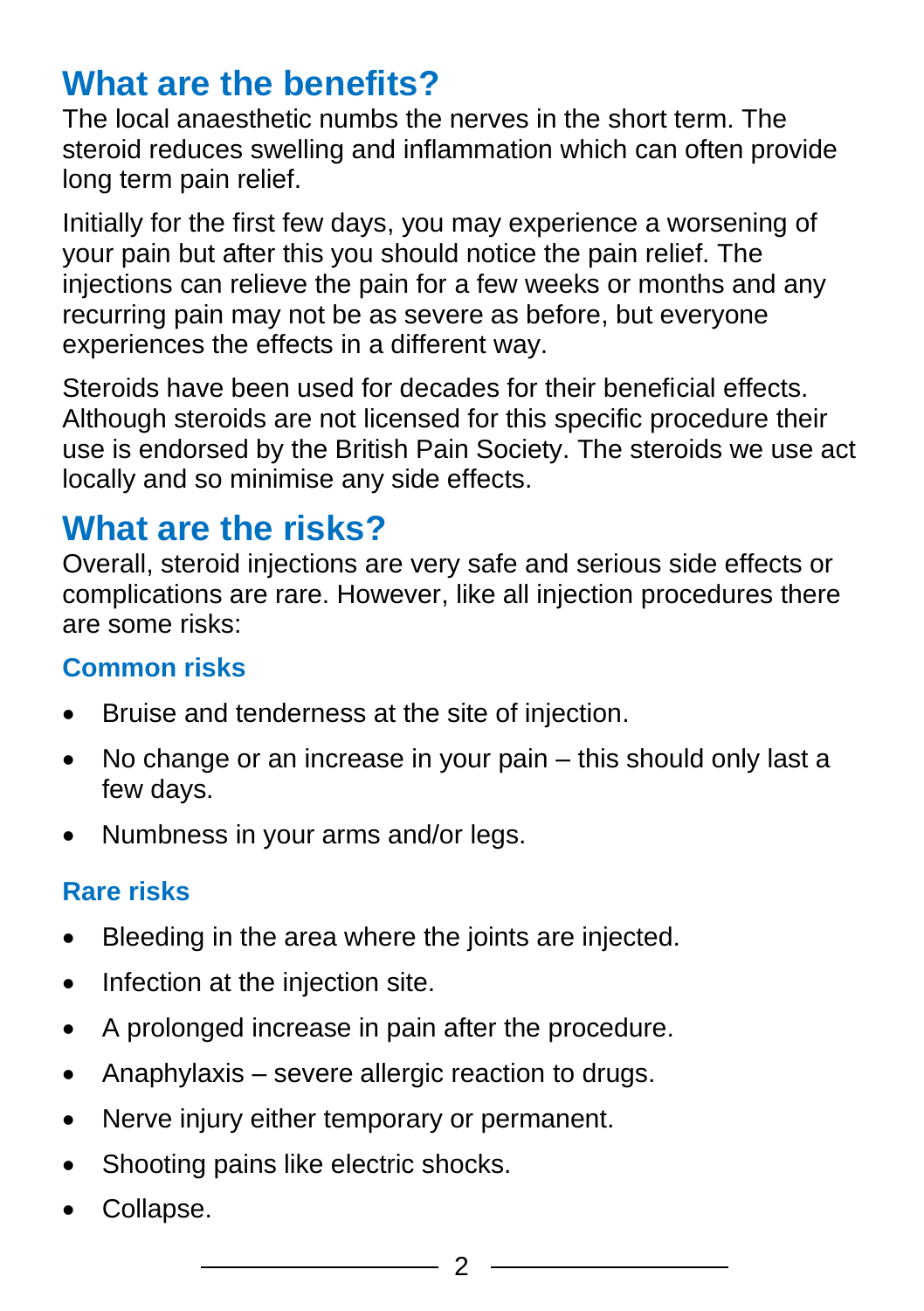## What are the benefits?

The local anaesthetic numbs the nerves in the short term. The steroid reduces swelling and inflammation which can often provide long term pain relief.

Initially for the first few days, you may experience a worsening of your pain but after this you should notice the pain relief. The injections can relieve the pain for a few weeks or months and any recurring pain may not be as severe as before, but everyone experiences the effects in a different way.

Steroids have been used for decades for their beneficial effects. Although steroids are not licensed for this specific procedure their use is endorsed by the British Pain Society. The steroids we use act locally and so minimise any side effects.

## What are the risks?

Overall, steroid injections are very safe and serious side effects or complications are rare. However, like all injection procedures there are some risks:

### Common risks

- Bruise and tenderness at the site of injection.
- No change or an increase in your pain – this should only last a few days.
- Numbness in your arms and/or legs.

### Rare risks

- Bleeding in the area where the joints are injected.
- Infection at the injection site.
- A prolonged increase in pain after the procedure.
- Anaphylaxis – severe allergic reaction to drugs.
- Nerve injury either temporary or permanent.
- Shooting pains like electric shocks.
- Collapse.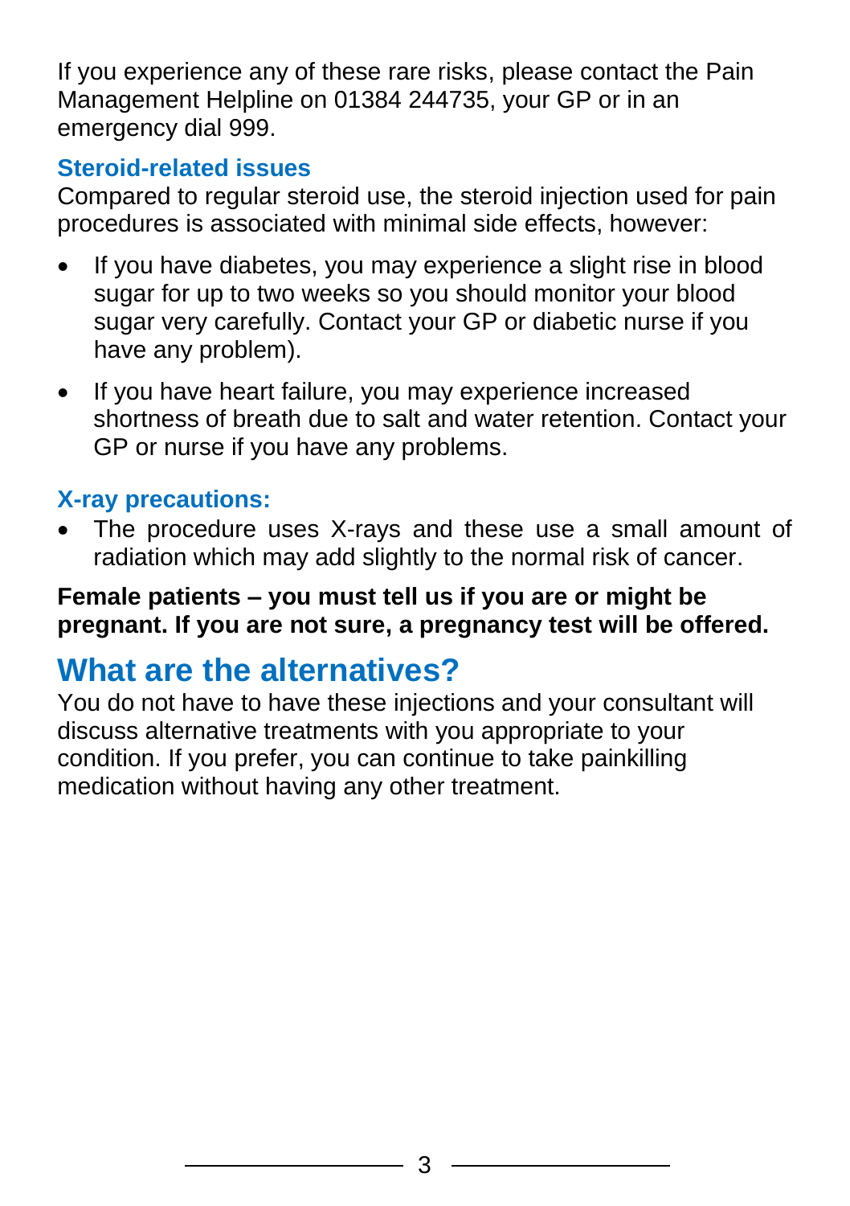If you experience any of these rare risks, please contact the Pain Management Helpline on 01384 244735, your GP or in an emergency dial 999.

### Steroid-related issues

Compared to regular steroid use, the steroid injection used for pain procedures is associated with minimal side effects, however:

- If you have diabetes, you may experience a slight rise in blood sugar for up to two weeks so you should monitor your blood sugar very carefully. Contact your GP or diabetic nurse if you have any problem).
- If you have heart failure, you may experience increased shortness of breath due to salt and water retention. Contact your GP or nurse if you have any problems.

### X-ray precautions:

- The procedure uses X-rays and these use a small amount of radiation which may add slightly to the normal risk of cancer.

**Female patients – you must tell us if you are or might be pregnant. If you are not sure, a pregnancy test will be offered.**

## What are the alternatives?

You do not have to have these injections and your consultant will discuss alternative treatments with you appropriate to your condition. If you prefer, you can continue to take painkilling medication without having any other treatment.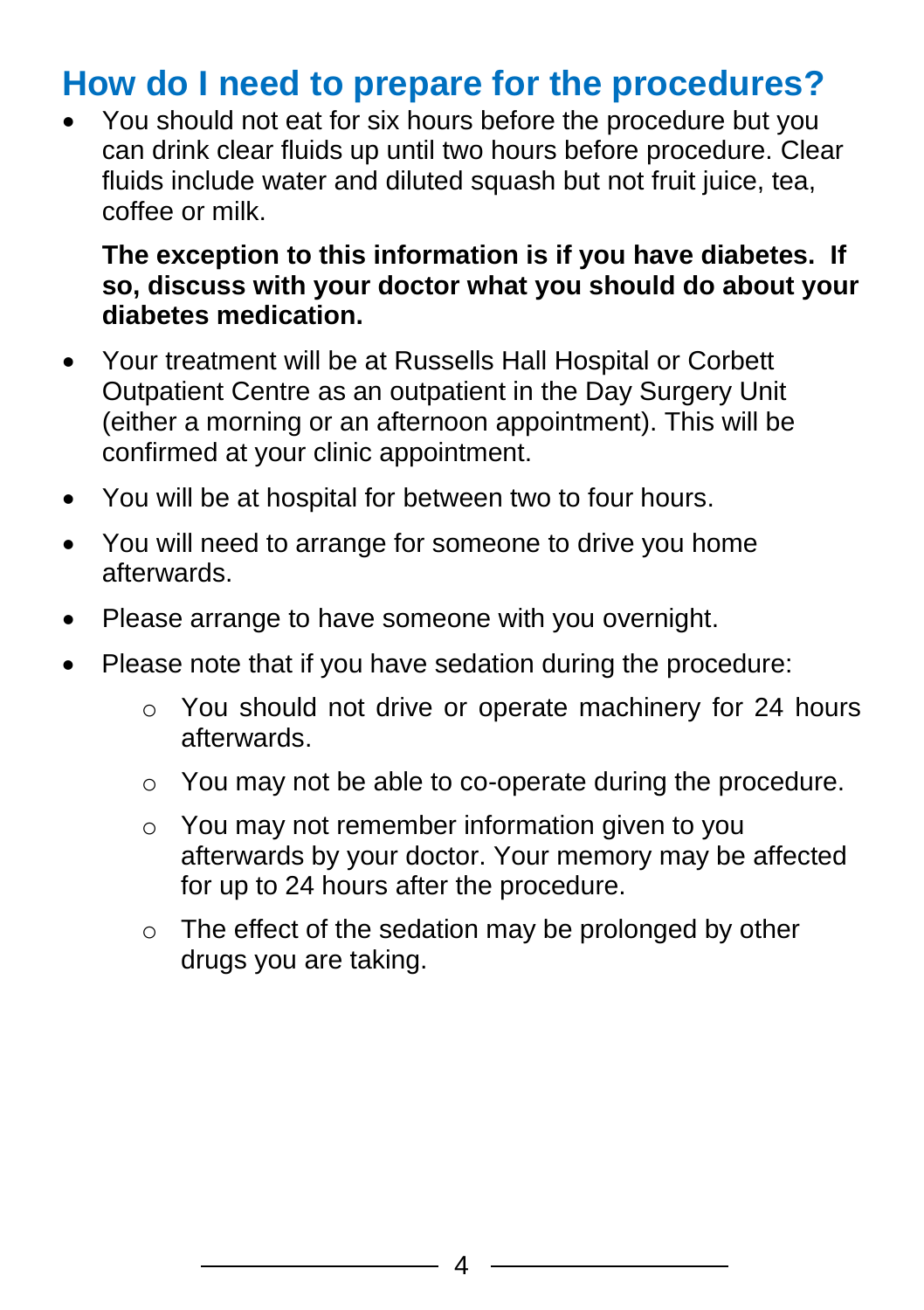## How do I need to prepare for the procedures?

- You should not eat for six hours before the procedure but you can drink clear fluids up until two hours before procedure. Clear fluids include water and diluted squash but not fruit juice, tea, coffee or milk.

  **The exception to this information is if you have diabetes. If so, discuss with your doctor what you should do about your diabetes medication.**

- Your treatment will be at Russells Hall Hospital or Corbett Outpatient Centre as an outpatient in the Day Surgery Unit (either a morning or an afternoon appointment). This will be confirmed at your clinic appointment.
- You will be at hospital for between two to four hours.
- You will need to arrange for someone to drive you home afterwards.
- Please arrange to have someone with you overnight.
- Please note that if you have sedation during the procedure:
  - You should not drive or operate machinery for 24 hours afterwards.
  - You may not be able to co-operate during the procedure.
  - You may not remember information given to you afterwards by your doctor. Your memory may be affected for up to 24 hours after the procedure.
  - The effect of the sedation may be prolonged by other drugs you are taking.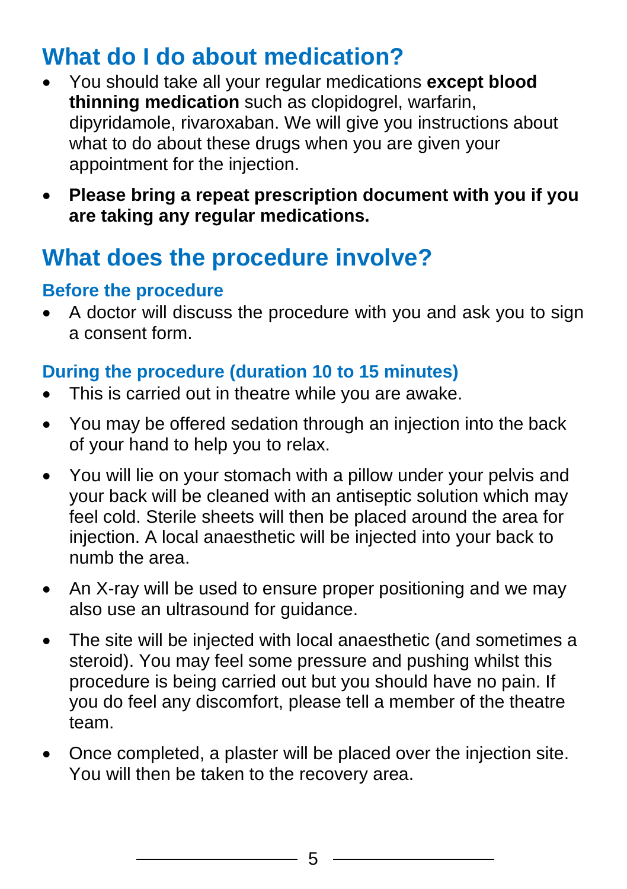## What do I do about medication?

- You should take all your regular medications **except blood thinning medication** such as clopidogrel, warfarin, dipyridamole, rivaroxaban. We will give you instructions about what to do about these drugs when you are given your appointment for the injection.
- **Please bring a repeat prescription document with you if you are taking any regular medications.**

## What does the procedure involve?

### Before the procedure

- A doctor will discuss the procedure with you and ask you to sign a consent form.

### During the procedure (duration 10 to 15 minutes)

- This is carried out in theatre while you are awake.
- You may be offered sedation through an injection into the back of your hand to help you to relax.
- You will lie on your stomach with a pillow under your pelvis and your back will be cleaned with an antiseptic solution which may feel cold. Sterile sheets will then be placed around the area for injection. A local anaesthetic will be injected into your back to numb the area.
- An X-ray will be used to ensure proper positioning and we may also use an ultrasound for guidance.
- The site will be injected with local anaesthetic (and sometimes a steroid). You may feel some pressure and pushing whilst this procedure is being carried out but you should have no pain. If you do feel any discomfort, please tell a member of the theatre team.
- Once completed, a plaster will be placed over the injection site. You will then be taken to the recovery area.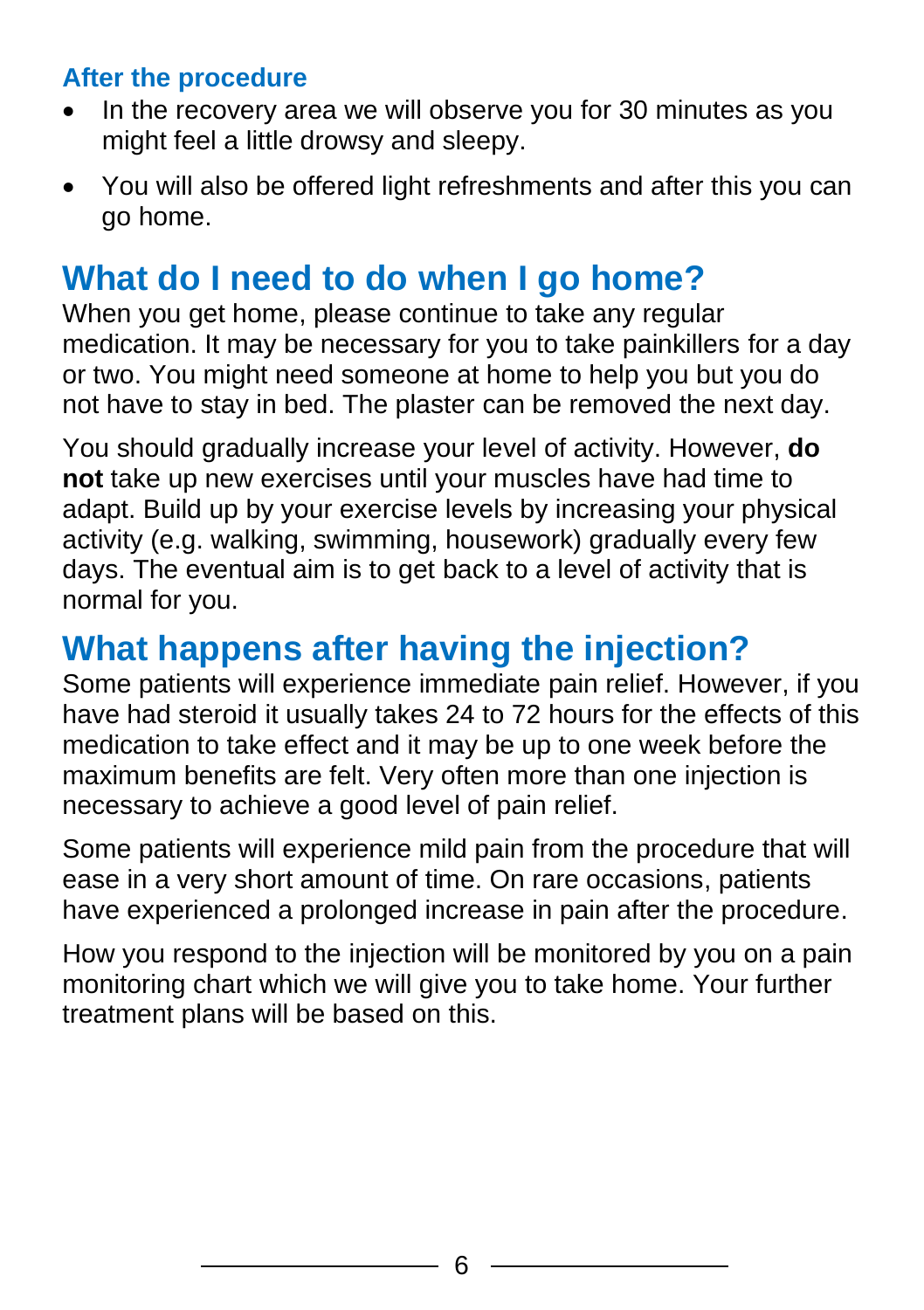### After the procedure

- In the recovery area we will observe you for 30 minutes as you might feel a little drowsy and sleepy.
- You will also be offered light refreshments and after this you can go home.

## What do I need to do when I go home?

When you get home, please continue to take any regular medication. It may be necessary for you to take painkillers for a day or two. You might need someone at home to help you but you do not have to stay in bed. The plaster can be removed the next day.

You should gradually increase your level of activity. However, **do not** take up new exercises until your muscles have had time to adapt. Build up by your exercise levels by increasing your physical activity (e.g. walking, swimming, housework) gradually every few days. The eventual aim is to get back to a level of activity that is normal for you.

## What happens after having the injection?

Some patients will experience immediate pain relief. However, if you have had steroid it usually takes 24 to 72 hours for the effects of this medication to take effect and it may be up to one week before the maximum benefits are felt. Very often more than one injection is necessary to achieve a good level of pain relief.

Some patients will experience mild pain from the procedure that will ease in a very short amount of time. On rare occasions, patients have experienced a prolonged increase in pain after the procedure.

How you respond to the injection will be monitored by you on a pain monitoring chart which we will give you to take home. Your further treatment plans will be based on this.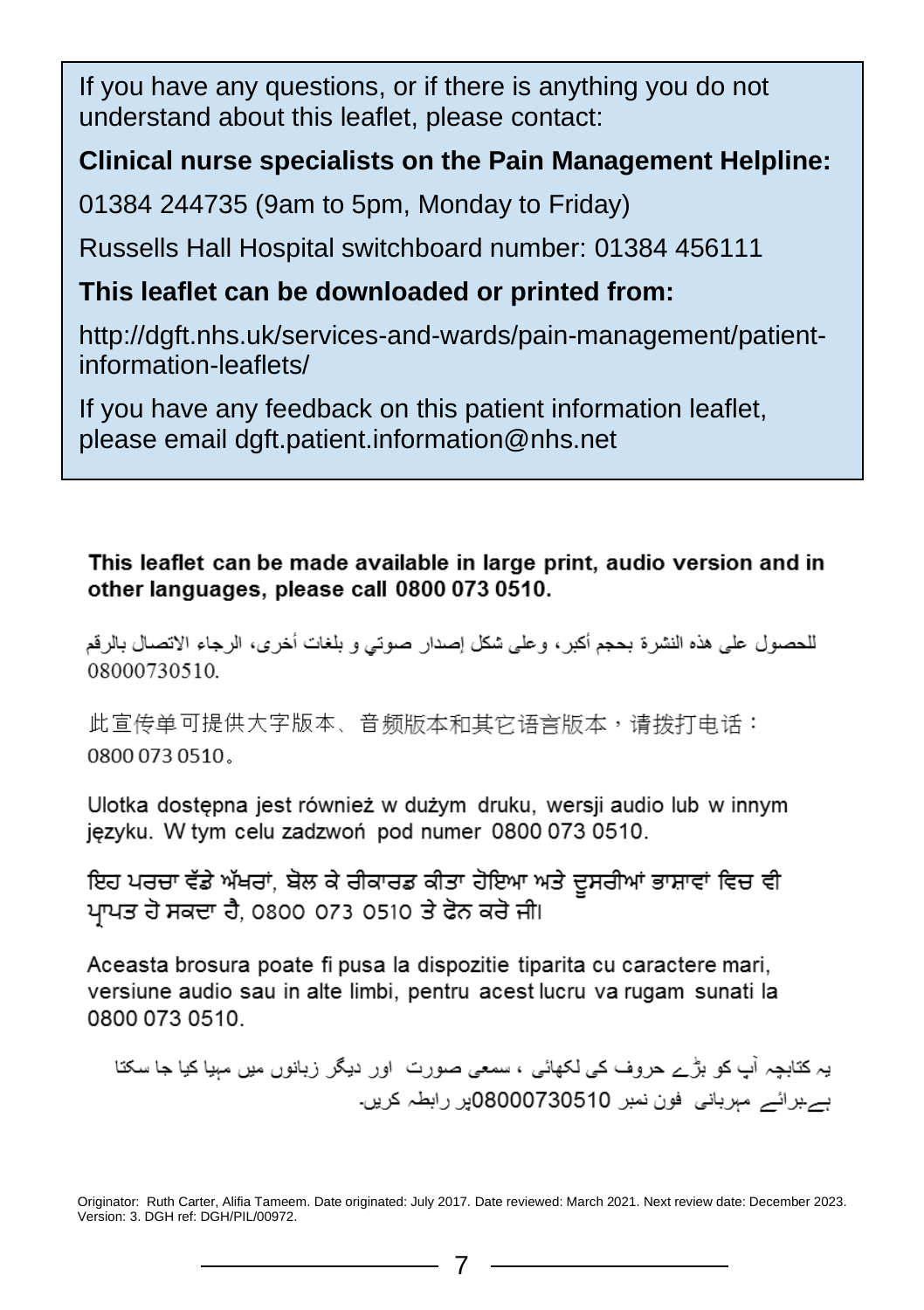If you have any questions, or if there is anything you do not understand about this leaflet, please contact:

**Clinical nurse specialists on the Pain Management Helpline:**

01384 244735 (9am to 5pm, Monday to Friday)

Russells Hall Hospital switchboard number: 01384 456111

**This leaflet can be downloaded or printed from:**

http://dgft.nhs.uk/services-and-wards/pain-management/patient-information-leaflets/

If you have any feedback on this patient information leaflet, please email dgft.patient.information@nhs.net

**This leaflet can be made available in large print, audio version and in other languages, please call 0800 073 0510.**

للحصول على هذه النشرة بحجم أكبر، وعلى شكل إصدار صوتي و بلغات أخرى، الرجاء الاتصال بالرقم 08000730510.

此宣传单可提供大字版本、音频版本和其它语言版本，请拨打电话：0800 073 0510。

Ulotka dostępna jest również w dużym druku, wersji audio lub w innym języku. W tym celu zadzwoń pod numer 0800 073 0510.

ਇਹ ਪਰਚਾ ਵੱਡੇ ਅੱਖਰਾਂ, ਬੋਲ ਕੇ ਰੀਕਾਰਡ ਕੀਤਾ ਹੋਇਆ ਅਤੇ ਦੂਸਰੀਆਂ ਭਾਸ਼ਾਵਾਂ ਵਿਚ ਵੀ ਪ੍ਰਾਪਤ ਹੋ ਸਕਦਾ ਹੈ, 0800 073 0510 ਤੇ ਫੋਨ ਕਰੋ ਜੀ।

Aceasta brosura poate fi pusa la dispozitie tiparita cu caractere mari, versiune audio sau in alte limbi, pentru acest lucru va rugam sunati la 0800 073 0510.

یہ کتابچہ آپ کو بڑے حروف کی لکھائی ، سمعی صورت اور دیگر زبانوں میں مہیا کیا جا سکتا ہے۔برائے مہربانی فون نمبر 08000730510پر رابطہ کریں۔

Originator: Ruth Carter, Alifia Tameem. Date originated: July 2017. Date reviewed: March 2021. Next review date: December 2023. Version: 3. DGH ref: DGH/PIL/00972.